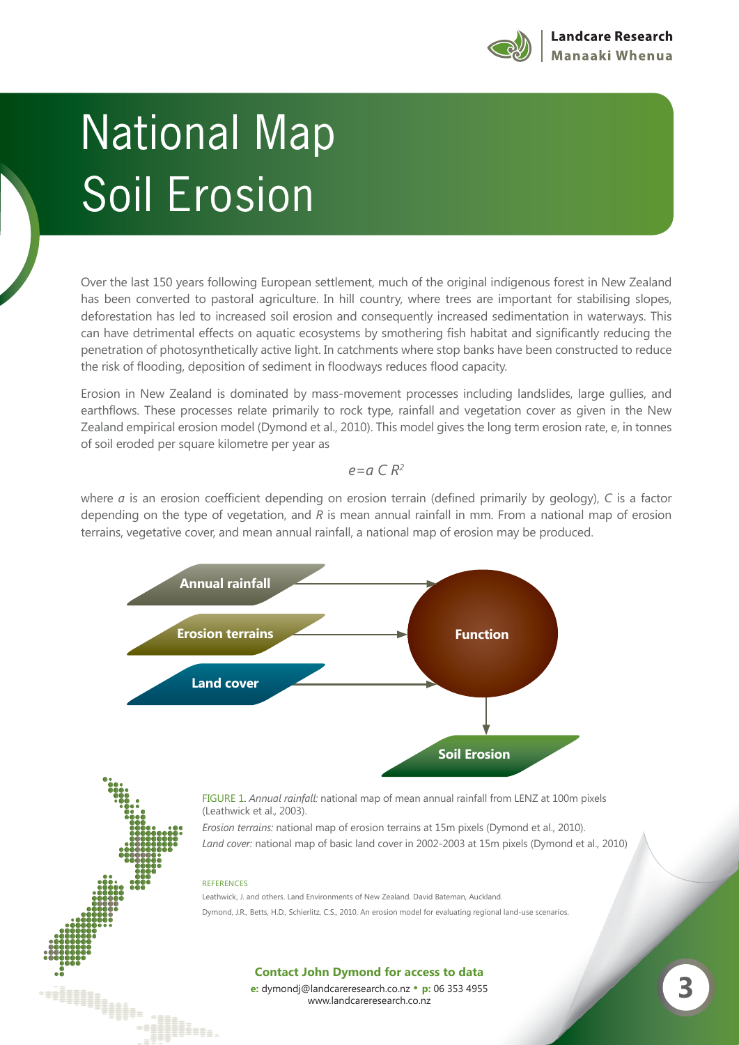# National Map Soil Erosion

Over the last 150 years following European settlement, much of the original indigenous forest in New Zealand has been converted to pastoral agriculture. In hill country, where trees are important for stabilising slopes, deforestation has led to increased soil erosion and consequently increased sedimentation in waterways. This can have detrimental effects on aquatic ecosystems by smothering fish habitat and significantly reducing the penetration of photosynthetically active light. In catchments where stop banks have been constructed to reduce the risk of flooding, deposition of sediment in floodways reduces flood capacity.

Erosion in New Zealand is dominated by mass-movement processes including landslides, large gullies, and earthflows. These processes relate primarily to rock type, rainfall and vegetation cover as given in the New Zealand empirical erosion model (Dymond et al., 2010). This model gives the long term erosion rate, e, in tonnes of soil eroded per square kilometre per year as

$$e = a\,C\,R^2$$

where $a$ is an erosion coefficient depending on erosion terrain (defined primarily by geology), $C$ is a factor depending on the type of vegetation, and $R$ is mean annual rainfall in mm. From a national map of erosion terrains, vegetative cover, and mean annual rainfall, a national map of erosion may be produced.

**Annual rainfall** → **Function**
**Erosion terrains** → **Function**
**Land cover** → **Function**
**Function** → **Soil Erosion**

FIGURE 1. *Annual rainfall:* national map of mean annual rainfall from LENZ at 100m pixels (Leathwick et al., 2003).
*Erosion terrains:* national map of erosion terrains at 15m pixels (Dymond et al., 2010).
*Land cover:* national map of basic land cover in 2002-2003 at 15m pixels (Dymond et al., 2010)

REFERENCES

Leathwick, J. and others. Land Environments of New Zealand. David Bateman, Auckland.

Dymond, J.R., Betts, H.D., Schierlitz, C.S., 2010. An erosion model for evaluating regional land-use scenarios.

**Contact John Dymond for access to data**
**e:** dymondj@landcareresearch.co.nz • **p:** 06 353 4955
www.landcareresearch.co.nz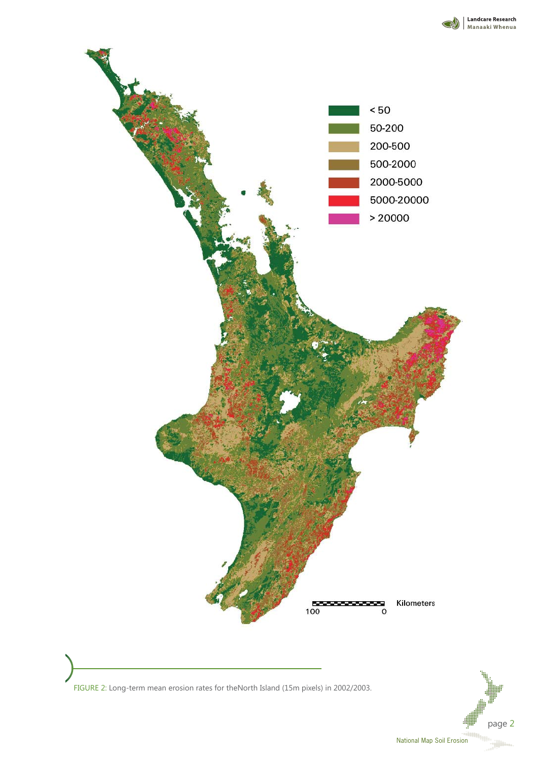FIGURE 2: Long-term mean erosion rates for theNorth Island (15m pixels) in 2002/2003.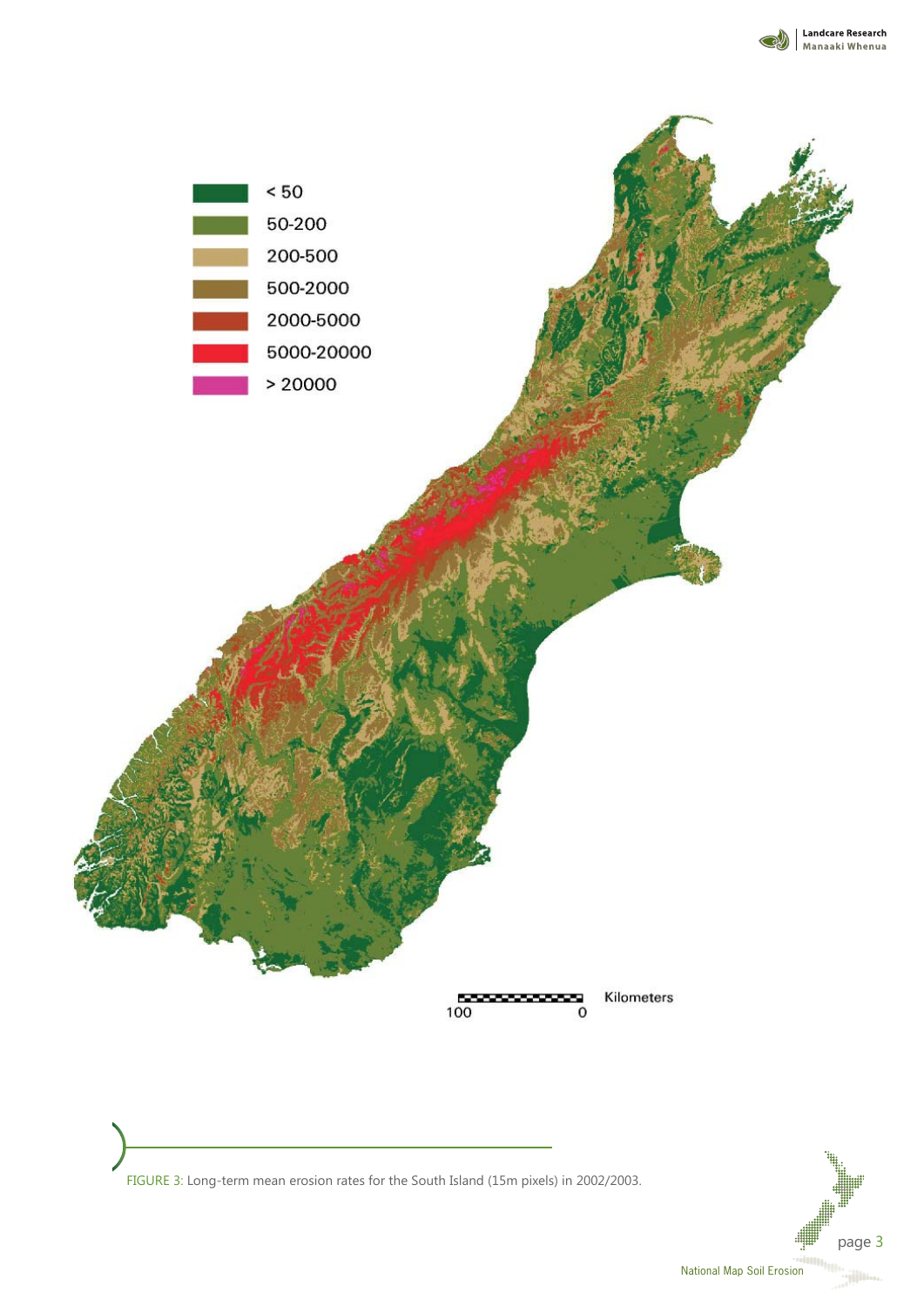FIGURE 3: Long-term mean erosion rates for the South Island (15m pixels) in 2002/2003.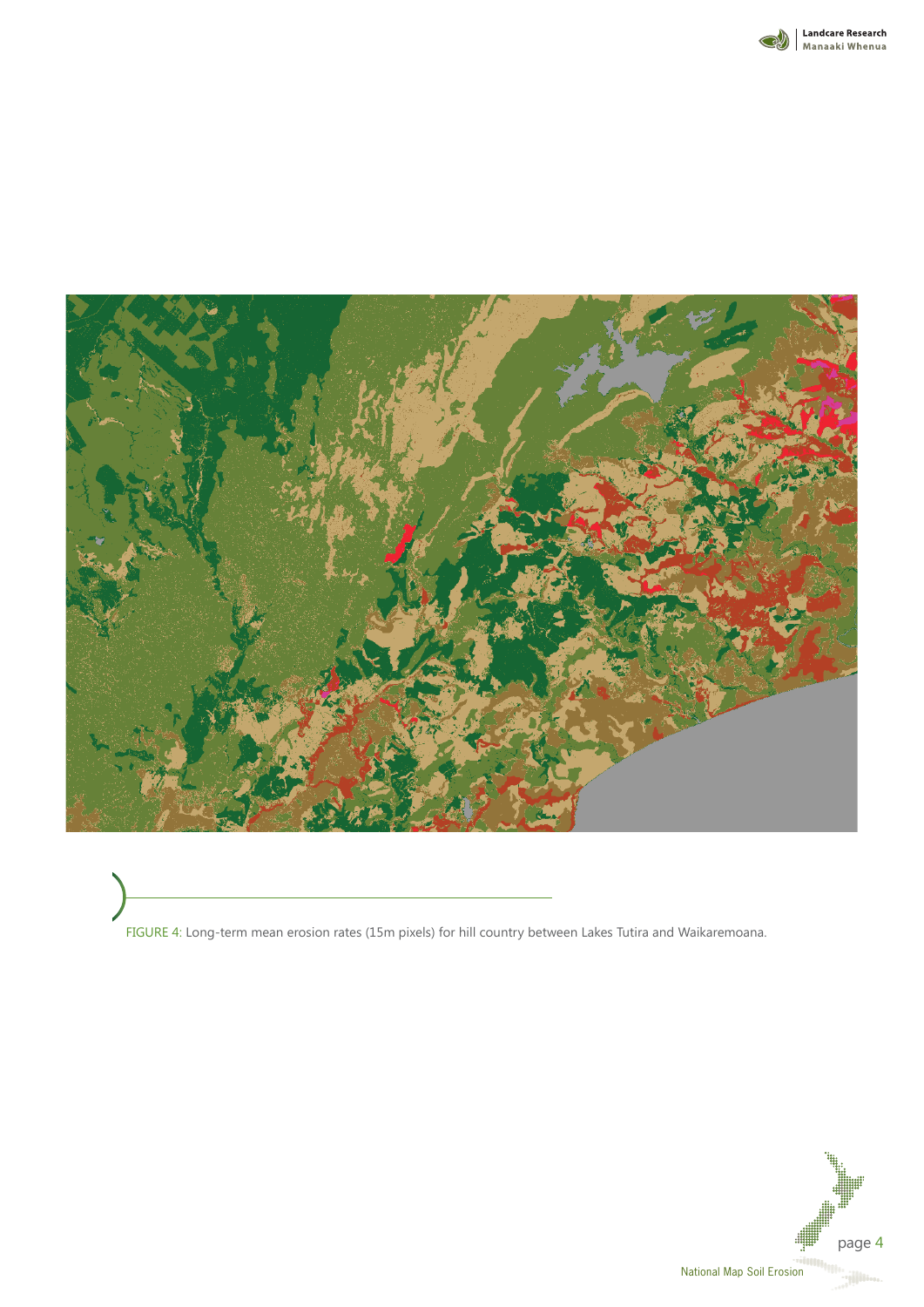FIGURE 4: Long-term mean erosion rates (15m pixels) for hill country between Lakes Tutira and Waikaremoana.